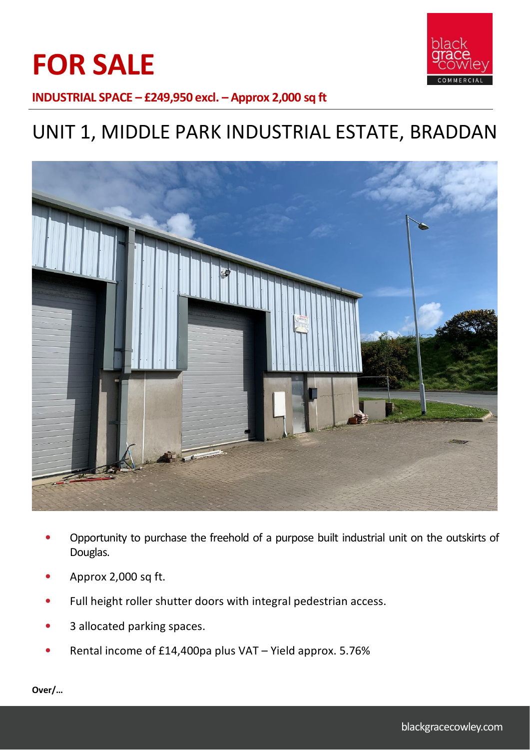# FOR SALE

**INDUSTRIAL SPACE – £249,950 excl. – Approx 2,000 sq ft**

## UNIT 1, MIDDLE PARK INDUSTRIAL ESTATE, BRADDAN

- Opportunity to purchase the freehold of a purpose built industrial unit on the outskirts of Douglas.
- Approx 2,000 sq ft.
- Full height roller shutter doors with integral pedestrian access.
- 3 allocated parking spaces.
- Rental income of £14,400pa plus VAT – Yield approx. 5.76%

**Over/…**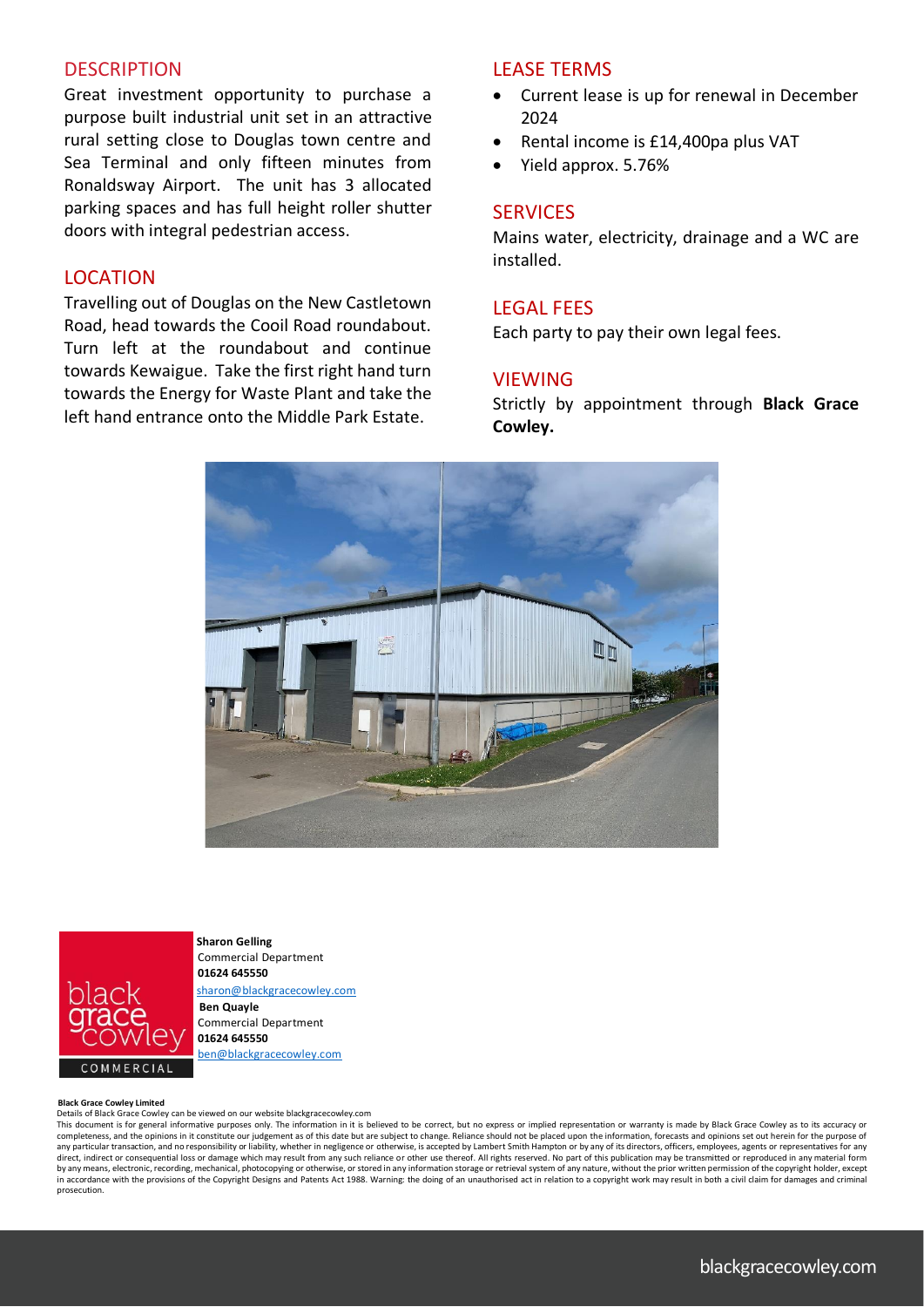## DESCRIPTION

Great investment opportunity to purchase a purpose built industrial unit set in an attractive rural setting close to Douglas town centre and Sea Terminal and only fifteen minutes from Ronaldsway Airport. The unit has 3 allocated parking spaces and has full height roller shutter doors with integral pedestrian access.

## LOCATION

Travelling out of Douglas on the New Castletown Road, head towards the Cooil Road roundabout. Turn left at the roundabout and continue towards Kewaigue. Take the first right hand turn towards the Energy for Waste Plant and take the left hand entrance onto the Middle Park Estate.

## LEASE TERMS

- Current lease is up for renewal in December 2024
- Rental income is £14,400pa plus VAT
- Yield approx. 5.76%

## SERVICES

Mains water, electricity, drainage and a WC are installed.

## LEGAL FEES

Each party to pay their own legal fees.

## VIEWING

Strictly by appointment through **Black Grace Cowley.**

black grace cowley COMMERCIAL

**Sharon Gelling**
Commercial Department
**01624 645550**
sharon@blackgracecowley.com

**Ben Quayle**
Commercial Department
**01624 645550**
ben@blackgracecowley.com

**Black Grace Cowley Limited**
Details of Black Grace Cowley can be viewed on our website blackgracecowley.com
This document is for general informative purposes only. The information in it is believed to be correct, but no express or implied representation or warranty is made by Black Grace Cowley as to its accuracy or completeness, and the opinions in it constitute our judgement as of this date but are subject to change. Reliance should not be placed upon the information, forecasts and opinions set out herein for the purpose of any particular transaction, and no responsibility or liability, whether in negligence or otherwise, is accepted by Lambert Smith Hampton or by any of its directors, officers, employees, agents or representatives for any direct, indirect or consequential loss or damage which may result from any such reliance or other use thereof. All rights reserved. No part of this publication may be transmitted or reproduced in any material form by any means, electronic, recording, mechanical, photocopying or otherwise, or stored in any information storage or retrieval system of any nature, without the prior written permission of the copyright holder, except in accordance with the provisions of the Copyright Designs and Patents Act 1988. Warning: the doing of an unauthorised act in relation to a copyright work may result in both a civil claim for damages and criminal prosecution.

blackgracecowley.com